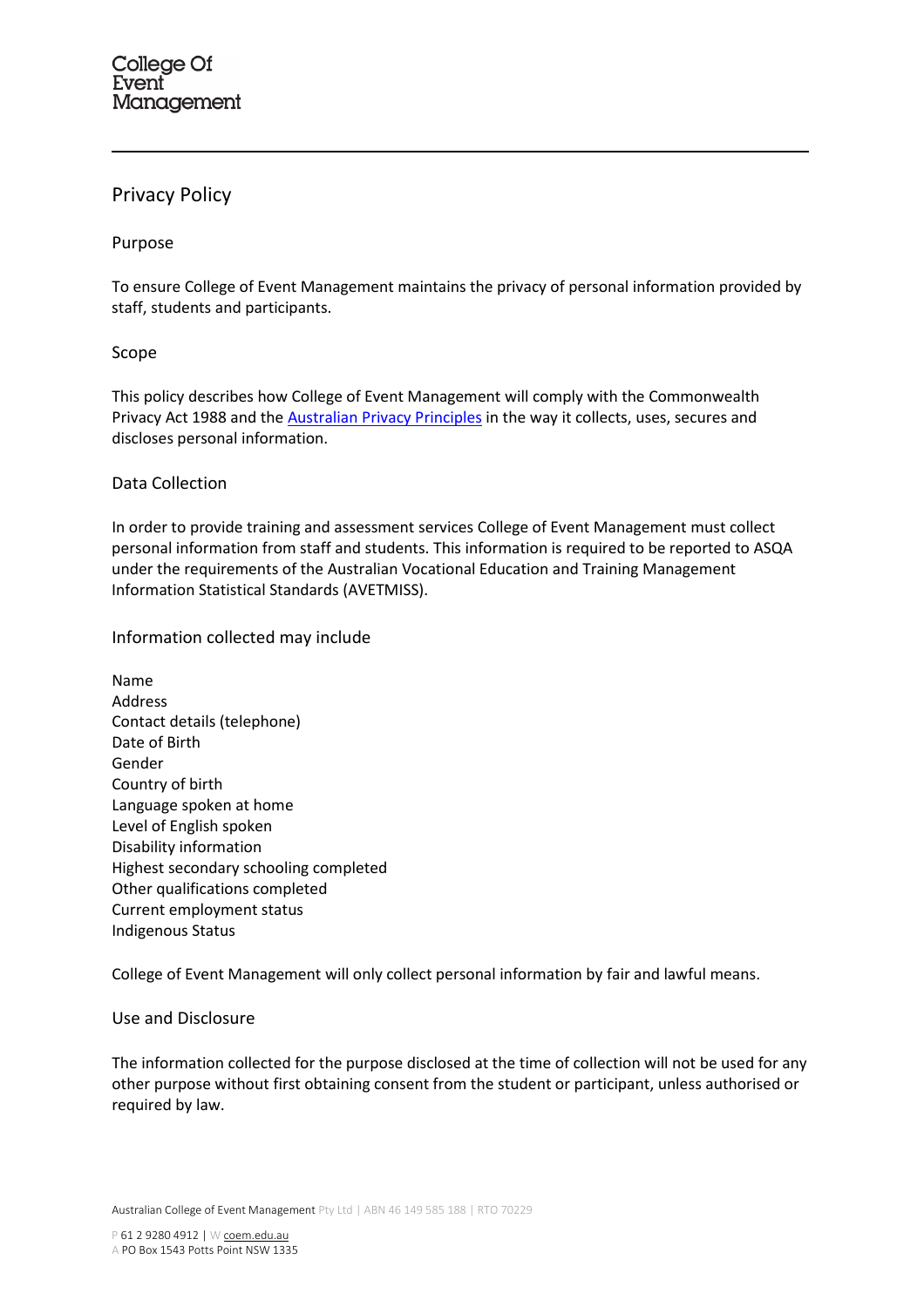College Of
Event
Management

# Privacy Policy

## Purpose

To ensure College of Event Management maintains the privacy of personal information provided by staff, students and participants.

## Scope

This policy describes how College of Event Management will comply with the Commonwealth Privacy Act 1988 and the [Australian Privacy Principles]() in the way it collects, uses, secures and discloses personal information.

## Data Collection

In order to provide training and assessment services College of Event Management must collect personal information from staff and students. This information is required to be reported to ASQA under the requirements of the Australian Vocational Education and Training Management Information Statistical Standards (AVETMISS).

### Information collected may include

Name
Address
Contact details (telephone)
Date of Birth
Gender
Country of birth
Language spoken at home
Level of English spoken
Disability information
Highest secondary schooling completed
Other qualifications completed
Current employment status
Indigenous Status

College of Event Management will only collect personal information by fair and lawful means.

## Use and Disclosure

The information collected for the purpose disclosed at the time of collection will not be used for any other purpose without first obtaining consent from the student or participant, unless authorised or required by law.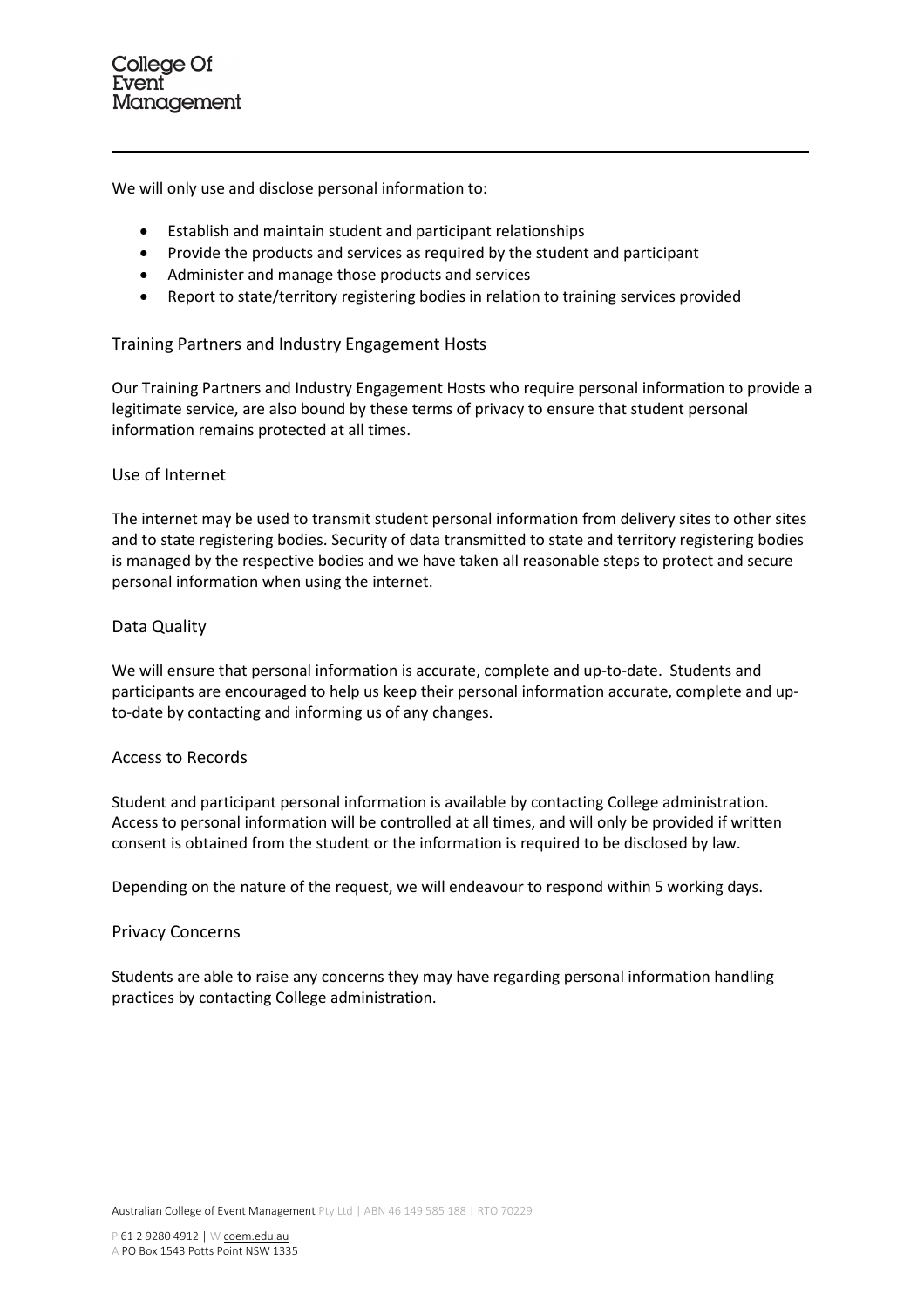We will only use and disclose personal information to:

- Establish and maintain student and participant relationships
- Provide the products and services as required by the student and participant
- Administer and manage those products and services
- Report to state/territory registering bodies in relation to training services provided

## Training Partners and Industry Engagement Hosts

Our Training Partners and Industry Engagement Hosts who require personal information to provide a legitimate service, are also bound by these terms of privacy to ensure that student personal information remains protected at all times.

## Use of Internet

The internet may be used to transmit student personal information from delivery sites to other sites and to state registering bodies. Security of data transmitted to state and territory registering bodies is managed by the respective bodies and we have taken all reasonable steps to protect and secure personal information when using the internet.

## Data Quality

We will ensure that personal information is accurate, complete and up-to-date. Students and participants are encouraged to help us keep their personal information accurate, complete and up-to-date by contacting and informing us of any changes.

## Access to Records

Student and participant personal information is available by contacting College administration. Access to personal information will be controlled at all times, and will only be provided if written consent is obtained from the student or the information is required to be disclosed by law.

Depending on the nature of the request, we will endeavour to respond within 5 working days.

## Privacy Concerns

Students are able to raise any concerns they may have regarding personal information handling practices by contacting College administration.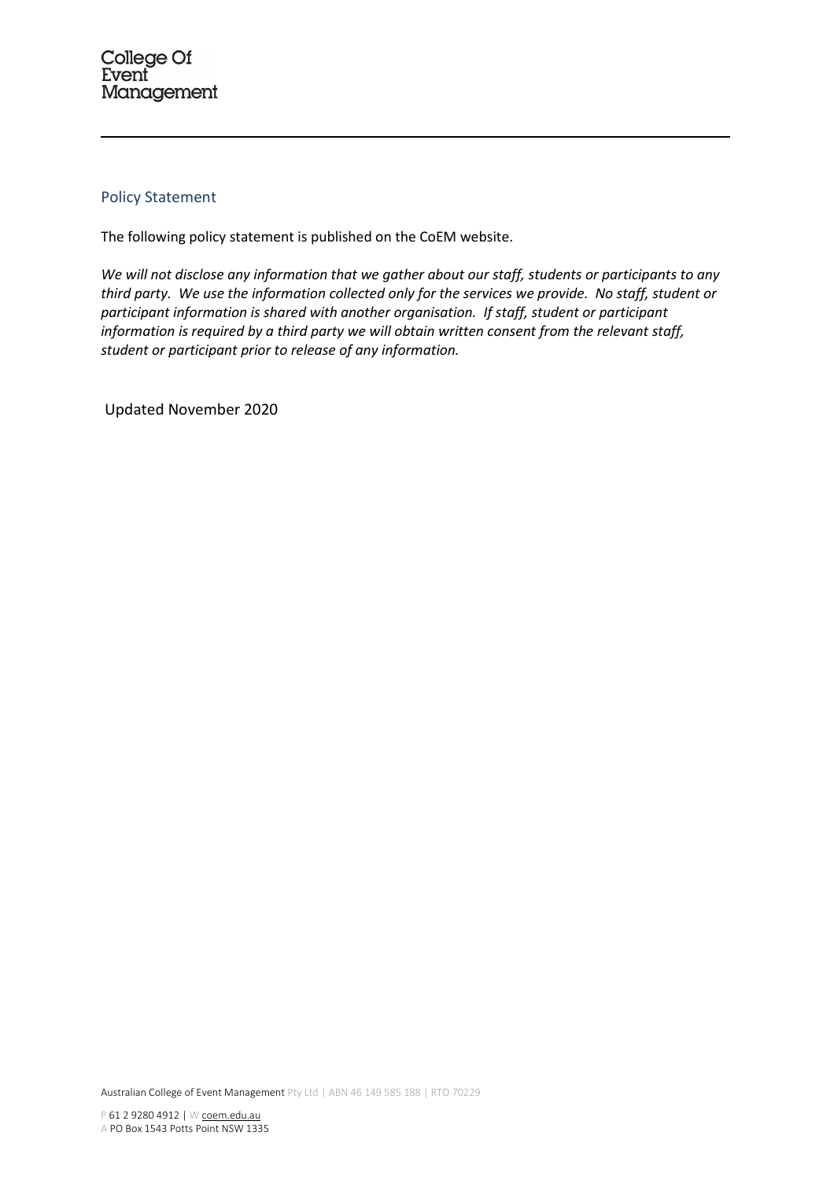## Policy Statement

The following policy statement is published on the CoEM website.

*We will not disclose any information that we gather about our staff, students or participants to any third party. We use the information collected only for the services we provide. No staff, student or participant information is shared with another organisation. If staff, student or participant information is required by a third party we will obtain written consent from the relevant staff, student or participant prior to release of any information.*

Updated November 2020